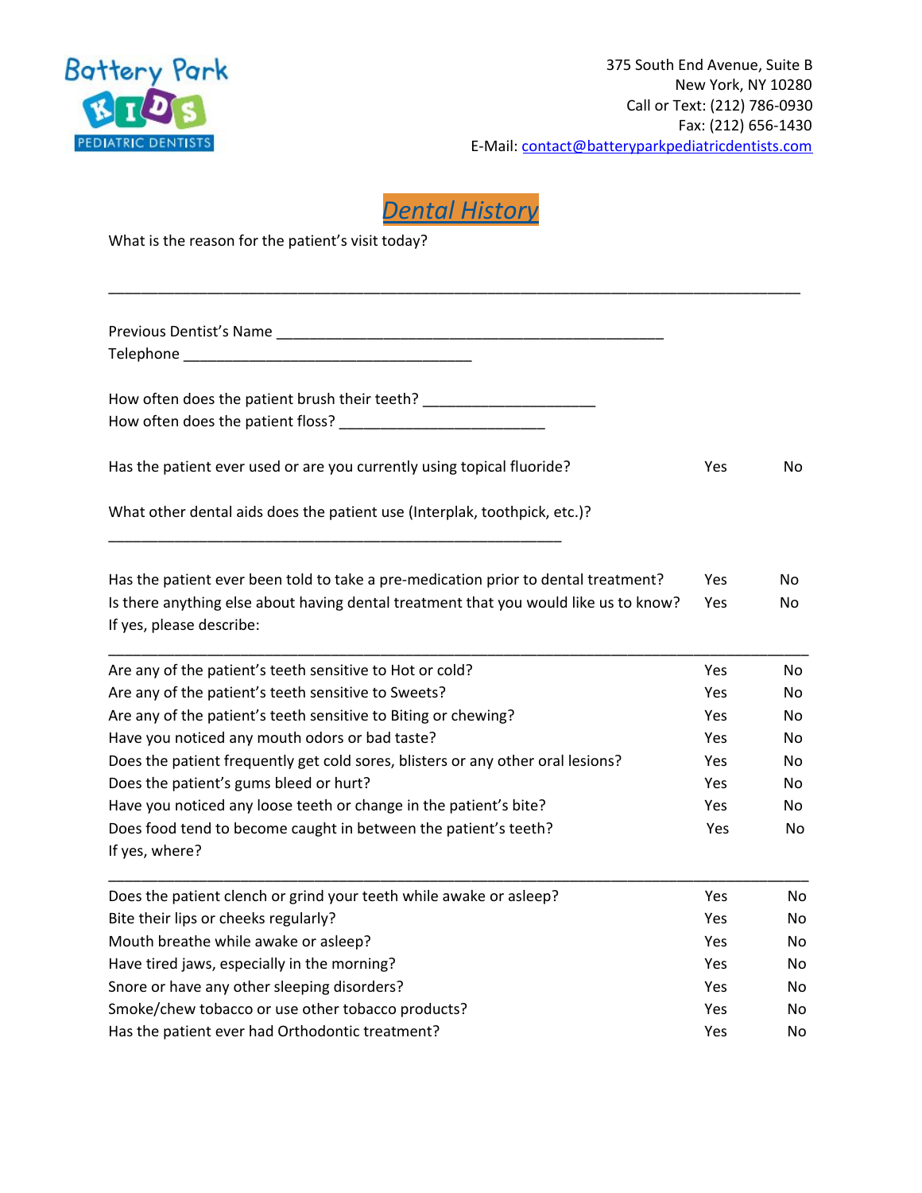Battery Park KIDS PEDIATRIC DENTISTS

375 South End Avenue, Suite B
New York, NY 10280
Call or Text: (212) 786-0930
Fax: (212) 656-1430
E-Mail: contact@batteryparkpediatricdentists.com

# Dental History

What is the reason for the patient's visit today?

___________________________________________________________________________________

Previous Dentist's Name ______________________________________________
Telephone __________________________________

How often does the patient brush their teeth? ____________________
How often does the patient floss? ________________________

| | | |
|---|---|---|
| Has the patient ever used or are you currently using topical fluoride? | Yes | No |

What other dental aids does the patient use (Interplak, toothpick, etc.)?
______________________________________________________

| | | |
|---|---|---|
| Has the patient ever been told to take a pre-medication prior to dental treatment? | Yes | No |
| Is there anything else about having dental treatment that you would like us to know? | Yes | No |

If yes, please describe:

___________________________________________________________________________________

| | | |
|---|---|---|
| Are any of the patient's teeth sensitive to Hot or cold? | Yes | No |
| Are any of the patient's teeth sensitive to Sweets? | Yes | No |
| Are any of the patient's teeth sensitive to Biting or chewing? | Yes | No |
| Have you noticed any mouth odors or bad taste? | Yes | No |
| Does the patient frequently get cold sores, blisters or any other oral lesions? | Yes | No |
| Does the patient's gums bleed or hurt? | Yes | No |
| Have you noticed any loose teeth or change in the patient's bite? | Yes | No |
| Does food tend to become caught in between the patient's teeth? | Yes | No |

If yes, where?

___________________________________________________________________________________

| | | |
|---|---|---|
| Does the patient clench or grind your teeth while awake or asleep? | Yes | No |
| Bite their lips or cheeks regularly? | Yes | No |
| Mouth breathe while awake or asleep? | Yes | No |
| Have tired jaws, especially in the morning? | Yes | No |
| Snore or have any other sleeping disorders? | Yes | No |
| Smoke/chew tobacco or use other tobacco products? | Yes | No |
| Has the patient ever had Orthodontic treatment? | Yes | No |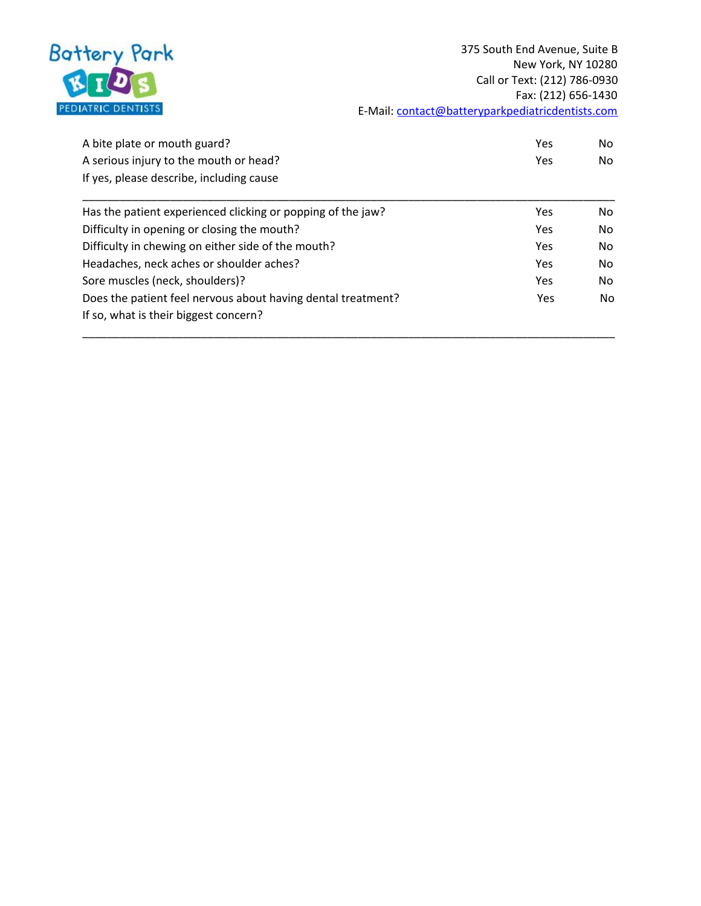375 South End Avenue, Suite B
New York, NY 10280
Call or Text: (212) 786-0930
Fax: (212) 656-1430
E-Mail: contact@batteryparkpediatricdentists.com

| | | |
|---|---|---|
| A bite plate or mouth guard? | Yes | No |
| A serious injury to the mouth or head? | Yes | No |

If yes, please describe, including cause

_______________________________________________________________________________

| | | |
|---|---|---|
| Has the patient experienced clicking or popping of the jaw? | Yes | No |
| Difficulty in opening or closing the mouth? | Yes | No |
| Difficulty in chewing on either side of the mouth? | Yes | No |
| Headaches, neck aches or shoulder aches? | Yes | No |
| Sore muscles (neck, shoulders)? | Yes | No |
| Does the patient feel nervous about having dental treatment? | Yes | No |

If so, what is their biggest concern?

_______________________________________________________________________________